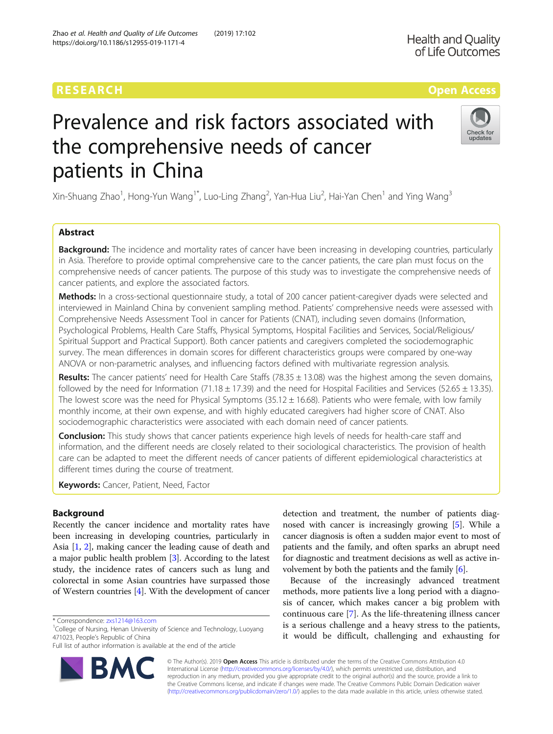RESEARCH Open Access

# Prevalence and risk factors associated with the comprehensive needs of cancer patients in China

Xin-Shuang Zhao[1], Hong-Yun Wang[1*], Luo-Ling Zhang[2], Yan-Hua Liu[2], Hai-Yan Chen[1] and Ying Wang[3]

## Abstract

**Background:** The incidence and mortality rates of cancer have been increasing in developing countries, particularly in Asia. Therefore to provide optimal comprehensive care to the cancer patients, the care plan must focus on the comprehensive needs of cancer patients. The purpose of this study was to investigate the comprehensive needs of cancer patients, and explore the associated factors.

**Methods:** In a cross-sectional questionnaire study, a total of 200 cancer patient-caregiver dyads were selected and interviewed in Mainland China by convenient sampling method. Patients' comprehensive needs were assessed with Comprehensive Needs Assessment Tool in cancer for Patients (CNAT), including seven domains (Information, Psychological Problems, Health Care Staffs, Physical Symptoms, Hospital Facilities and Services, Social/Religious/Spiritual Support and Practical Support). Both cancer patients and caregivers completed the sociodemographic survey. The mean differences in domain scores for different characteristics groups were compared by one-way ANOVA or non-parametric analyses, and influencing factors defined with multivariate regression analysis.

**Results:** The cancer patients' need for Health Care Staffs (78.35 ± 13.08) was the highest among the seven domains, followed by the need for Information (71.18 ± 17.39) and the need for Hospital Facilities and Services (52.65 ± 13.35). The lowest score was the need for Physical Symptoms (35.12 ± 16.68). Patients who were female, with low family monthly income, at their own expense, and with highly educated caregivers had higher score of CNAT. Also sociodemographic characteristics were associated with each domain need of cancer patients.

**Conclusion:** This study shows that cancer patients experience high levels of needs for health-care staff and information, and the different needs are closely related to their sociological characteristics. The provision of health care can be adapted to meet the different needs of cancer patients of different epidemiological characteristics at different times during the course of treatment.

**Keywords:** Cancer, Patient, Need, Factor

## Background

Recently the cancer incidence and mortality rates have been increasing in developing countries, particularly in Asia [1, 2], making cancer the leading cause of death and a major public health problem [3]. According to the latest study, the incidence rates of cancers such as lung and colorectal in some Asian countries have surpassed those of Western countries [4]. With the development of cancer detection and treatment, the number of patients diagnosed with cancer is increasingly growing [5]. While a cancer diagnosis is often a sudden major event to most of patients and the family, and often sparks an abrupt need for diagnostic and treatment decisions as well as active involvement by both the patients and the family [6].

Because of the increasingly advanced treatment methods, more patients live a long period with a diagnosis of cancer, which makes cancer a big problem with continuous care [7]. As the life-threatening illness cancer is a serious challenge and a heavy stress to the patients, it would be difficult, challenging and exhausting for

* Correspondence: zxs1214@163.com
[1]College of Nursing, Henan University of Science and Technology, Luoyang 471023, People's Republic of China
Full list of author information is available at the end of the article

© The Author(s). 2019 **Open Access** This article is distributed under the terms of the Creative Commons Attribution 4.0 International License (http://creativecommons.org/licenses/by/4.0/), which permits unrestricted use, distribution, and reproduction in any medium, provided you give appropriate credit to the original author(s) and the source, provide a link to the Creative Commons license, and indicate if changes were made. The Creative Commons Public Domain Dedication waiver (http://creativecommons.org/publicdomain/zero/1.0/) applies to the data made available in this article, unless otherwise stated.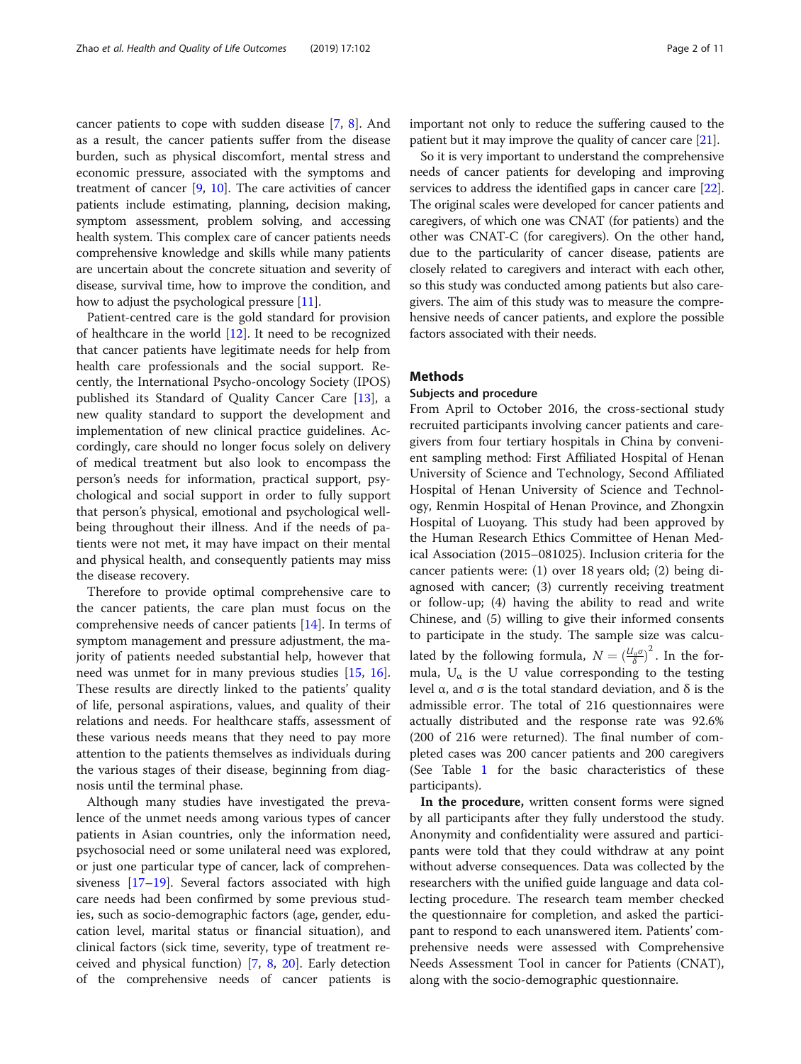cancer patients to cope with sudden disease [7, 8]. And as a result, the cancer patients suffer from the disease burden, such as physical discomfort, mental stress and economic pressure, associated with the symptoms and treatment of cancer [9, 10]. The care activities of cancer patients include estimating, planning, decision making, symptom assessment, problem solving, and accessing health system. This complex care of cancer patients needs comprehensive knowledge and skills while many patients are uncertain about the concrete situation and severity of disease, survival time, how to improve the condition, and how to adjust the psychological pressure [11].

Patient-centred care is the gold standard for provision of healthcare in the world [12]. It need to be recognized that cancer patients have legitimate needs for help from health care professionals and the social support. Recently, the International Psycho-oncology Society (IPOS) published its Standard of Quality Cancer Care [13], a new quality standard to support the development and implementation of new clinical practice guidelines. Accordingly, care should no longer focus solely on delivery of medical treatment but also look to encompass the person's needs for information, practical support, psychological and social support in order to fully support that person's physical, emotional and psychological wellbeing throughout their illness. And if the needs of patients were not met, it may have impact on their mental and physical health, and consequently patients may miss the disease recovery.

Therefore to provide optimal comprehensive care to the cancer patients, the care plan must focus on the comprehensive needs of cancer patients [14]. In terms of symptom management and pressure adjustment, the majority of patients needed substantial help, however that need was unmet for in many previous studies [15, 16]. These results are directly linked to the patients' quality of life, personal aspirations, values, and quality of their relations and needs. For healthcare staffs, assessment of these various needs means that they need to pay more attention to the patients themselves as individuals during the various stages of their disease, beginning from diagnosis until the terminal phase.

Although many studies have investigated the prevalence of the unmet needs among various types of cancer patients in Asian countries, only the information need, psychosocial need or some unilateral need was explored, or just one particular type of cancer, lack of comprehensiveness [17–19]. Several factors associated with high care needs had been confirmed by some previous studies, such as socio-demographic factors (age, gender, education level, marital status or financial situation), and clinical factors (sick time, severity, type of treatment received and physical function) [7, 8, 20]. Early detection of the comprehensive needs of cancer patients is important not only to reduce the suffering caused to the patient but it may improve the quality of cancer care [21].

So it is very important to understand the comprehensive needs of cancer patients for developing and improving services to address the identified gaps in cancer care [22]. The original scales were developed for cancer patients and caregivers, of which one was CNAT (for patients) and the other was CNAT-C (for caregivers). On the other hand, due to the particularity of cancer disease, patients are closely related to caregivers and interact with each other, so this study was conducted among patients but also caregivers. The aim of this study was to measure the comprehensive needs of cancer patients, and explore the possible factors associated with their needs.

## Methods

### Subjects and procedure

From April to October 2016, the cross-sectional study recruited participants involving cancer patients and caregivers from four tertiary hospitals in China by convenient sampling method: First Affiliated Hospital of Henan University of Science and Technology, Second Affiliated Hospital of Henan University of Science and Technology, Renmin Hospital of Henan Province, and Zhongxin Hospital of Luoyang. This study had been approved by the Human Research Ethics Committee of Henan Medical Association (2015–081025). Inclusion criteria for the cancer patients were: (1) over 18 years old; (2) being diagnosed with cancer; (3) currently receiving treatment or follow-up; (4) having the ability to read and write Chinese, and (5) willing to give their informed consents to participate in the study. The sample size was calculated by the following formula, $N = \left(\frac{U_{\alpha}\sigma}{\delta}\right)^2$. In the formula, $U_\alpha$ is the U value corresponding to the testing level α, and σ is the total standard deviation, and δ is the admissible error. The total of 216 questionnaires were actually distributed and the response rate was 92.6% (200 of 216 were returned). The final number of completed cases was 200 cancer patients and 200 caregivers (See Table 1 for the basic characteristics of these participants).

**In the procedure,** written consent forms were signed by all participants after they fully understood the study. Anonymity and confidentiality were assured and participants were told that they could withdraw at any point without adverse consequences. Data was collected by the researchers with the unified guide language and data collecting procedure. The research team member checked the questionnaire for completion, and asked the participant to respond to each unanswered item. Patients' comprehensive needs were assessed with Comprehensive Needs Assessment Tool in cancer for Patients (CNAT), along with the socio-demographic questionnaire.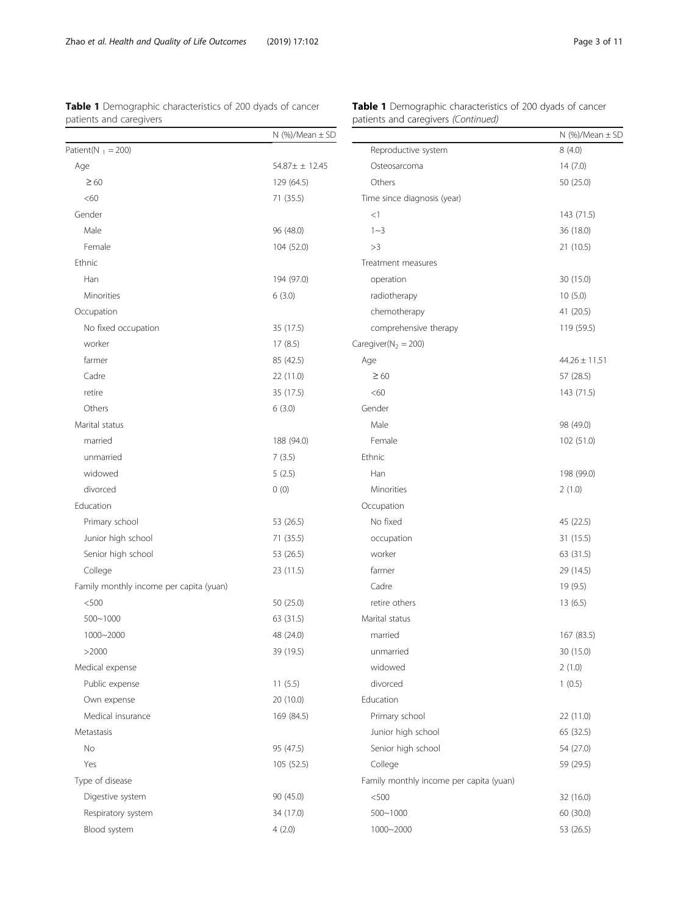**Table 1** Demographic characteristics of 200 dyads of cancer patients and caregivers

| | N (%)/Mean ± SD |
|---|---|
| Patient($N_1$ = 200) | |
| Age | 54.87± ± 12.45 |
| ≥ 60 | 129 (64.5) |
| <60 | 71 (35.5) |
| Gender | |
| Male | 96 (48.0) |
| Female | 104 (52.0) |
| Ethnic | |
| Han | 194 (97.0) |
| Minorities | 6 (3.0) |
| Occupation | |
| No fixed occupation | 35 (17.5) |
| worker | 17 (8.5) |
| farmer | 85 (42.5) |
| Cadre | 22 (11.0) |
| retire | 35 (17.5) |
| Others | 6 (3.0) |
| Marital status | |
| married | 188 (94.0) |
| unmarried | 7 (3.5) |
| widowed | 5 (2.5) |
| divorced | 0 (0) |
| Education | |
| Primary school | 53 (26.5) |
| Junior high school | 71 (35.5) |
| Senior high school | 53 (26.5) |
| College | 23 (11.5) |
| Family monthly income per capita (yuan) | |
| <500 | 50 (25.0) |
| 500~1000 | 63 (31.5) |
| 1000~2000 | 48 (24.0) |
| >2000 | 39 (19.5) |
| Medical expense | |
| Public expense | 11 (5.5) |
| Own expense | 20 (10.0) |
| Medical insurance | 169 (84.5) |
| Metastasis | |
| No | 95 (47.5) |
| Yes | 105 (52.5) |
| Type of disease | |
| Digestive system | 90 (45.0) |
| Respiratory system | 34 (17.0) |
| Blood system | 4 (2.0) |
| Reproductive system | 8 (4.0) |
| Osteosarcoma | 14 (7.0) |
| Others | 50 (25.0) |
| Time since diagnosis (year) | |
| <1 | 143 (71.5) |
| 1~3 | 36 (18.0) |
| >3 | 21 (10.5) |
| Treatment measures | |
| operation | 30 (15.0) |
| radiotherapy | 10 (5.0) |
| chemotherapy | 41 (20.5) |
| comprehensive therapy | 119 (59.5) |
| Caregiver($N_2$ = 200) | |
| Age | 44.26 ± 11.51 |
| ≥ 60 | 57 (28.5) |
| <60 | 143 (71.5) |
| Gender | |
| Male | 98 (49.0) |
| Female | 102 (51.0) |
| Ethnic | |
| Han | 198 (99.0) |
| Minorities | 2 (1.0) |
| Occupation | |
| No fixed | 45 (22.5) |
| occupation | 31 (15.5) |
| worker | 63 (31.5) |
| farmer | 29 (14.5) |
| Cadre | 19 (9.5) |
| retire others | 13 (6.5) |
| Marital status | |
| married | 167 (83.5) |
| unmarried | 30 (15.0) |
| widowed | 2 (1.0) |
| divorced | 1 (0.5) |
| Education | |
| Primary school | 22 (11.0) |
| Junior high school | 65 (32.5) |
| Senior high school | 54 (27.0) |
| College | 59 (29.5) |
| Family monthly income per capita (yuan) | |
| <500 | 32 (16.0) |
| 500~1000 | 60 (30.0) |
| 1000~2000 | 53 (26.5) |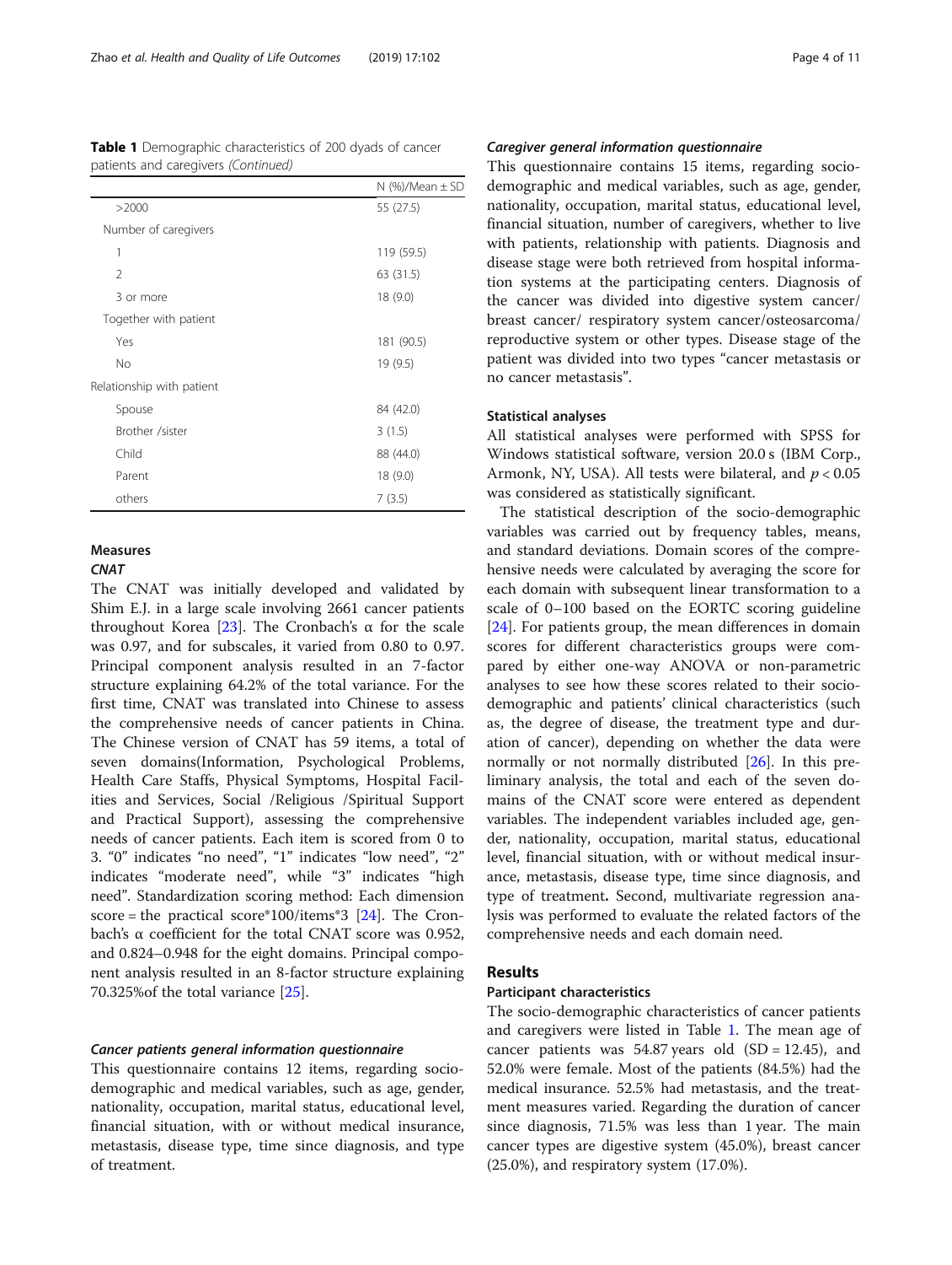**Table 1** Demographic characteristics of 200 dyads of cancer patients and caregivers *(Continued)*

| | N (%)/Mean ± SD |
|---|---|
| >2000 | 55 (27.5) |
| Number of caregivers | |
| 1 | 119 (59.5) |
| 2 | 63 (31.5) |
| 3 or more | 18 (9.0) |
| Together with patient | |
| Yes | 181 (90.5) |
| No | 19 (9.5) |
| Relationship with patient | |
| Spouse | 84 (42.0) |
| Brother /sister | 3 (1.5) |
| Child | 88 (44.0) |
| Parent | 18 (9.0) |
| others | 7 (3.5) |

## Measures

### *CNAT*

The CNAT was initially developed and validated by Shim E.J. in a large scale involving 2661 cancer patients throughout Korea [23]. The Cronbach's α for the scale was 0.97, and for subscales, it varied from 0.80 to 0.97. Principal component analysis resulted in an 7-factor structure explaining 64.2% of the total variance. For the first time, CNAT was translated into Chinese to assess the comprehensive needs of cancer patients in China. The Chinese version of CNAT has 59 items, a total of seven domains(Information, Psychological Problems, Health Care Staffs, Physical Symptoms, Hospital Facilities and Services, Social /Religious /Spiritual Support and Practical Support), assessing the comprehensive needs of cancer patients. Each item is scored from 0 to 3. "0" indicates "no need", "1" indicates "low need", "2" indicates "moderate need", while "3" indicates "high need". Standardization scoring method: Each dimension score = the practical score*100/items*3 [24]. The Cronbach's α coefficient for the total CNAT score was 0.952, and 0.824–0.948 for the eight domains. Principal component analysis resulted in an 8-factor structure explaining 70.325%of the total variance [25].

### *Cancer patients general information questionnaire*

This questionnaire contains 12 items, regarding socio-demographic and medical variables, such as age, gender, nationality, occupation, marital status, educational level, financial situation, with or without medical insurance, metastasis, disease type, time since diagnosis, and type of treatment.

### *Caregiver general information questionnaire*

This questionnaire contains 15 items, regarding socio-demographic and medical variables, such as age, gender, nationality, occupation, marital status, educational level, financial situation, number of caregivers, whether to live with patients, relationship with patients. Diagnosis and disease stage were both retrieved from hospital information systems at the participating centers. Diagnosis of the cancer was divided into digestive system cancer/ breast cancer/ respiratory system cancer/osteosarcoma/ reproductive system or other types. Disease stage of the patient was divided into two types "cancer metastasis or no cancer metastasis".

### Statistical analyses

All statistical analyses were performed with SPSS for Windows statistical software, version 20.0 s (IBM Corp., Armonk, NY, USA). All tests were bilateral, and $p < 0.05$ was considered as statistically significant.

The statistical description of the socio-demographic variables was carried out by frequency tables, means, and standard deviations. Domain scores of the comprehensive needs were calculated by averaging the score for each domain with subsequent linear transformation to a scale of 0–100 based on the EORTC scoring guideline [24]. For patients group, the mean differences in domain scores for different characteristics groups were compared by either one-way ANOVA or non-parametric analyses to see how these scores related to their socio-demographic and patients' clinical characteristics (such as, the degree of disease, the treatment type and duration of cancer), depending on whether the data were normally or not normally distributed [26]. In this preliminary analysis, the total and each of the seven domains of the CNAT score were entered as dependent variables. The independent variables included age, gender, nationality, occupation, marital status, educational level, financial situation, with or without medical insurance, metastasis, disease type, time since diagnosis, and type of treatment**.** Second, multivariate regression analysis was performed to evaluate the related factors of the comprehensive needs and each domain need.

## Results

### Participant characteristics

The socio-demographic characteristics of cancer patients and caregivers were listed in Table 1. The mean age of cancer patients was 54.87 years old (SD = 12.45), and 52.0% were female. Most of the patients (84.5%) had the medical insurance. 52.5% had metastasis, and the treatment measures varied. Regarding the duration of cancer since diagnosis, 71.5% was less than 1 year. The main cancer types are digestive system (45.0%), breast cancer (25.0%), and respiratory system (17.0%).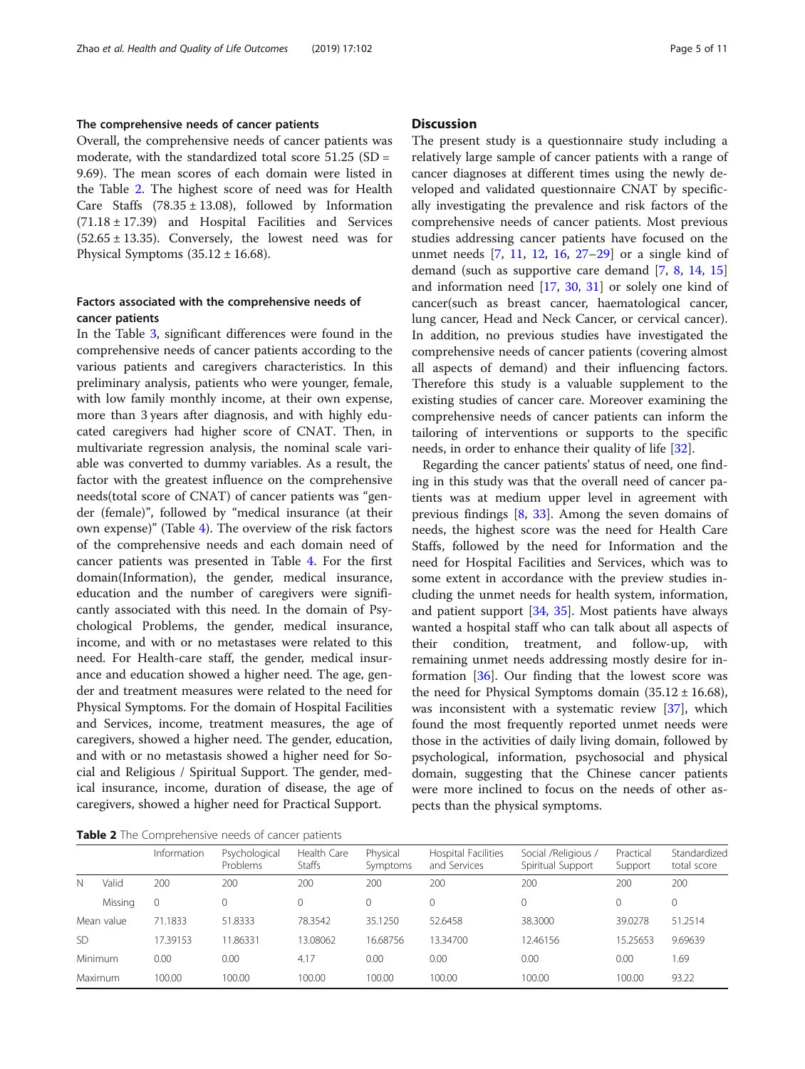### The comprehensive needs of cancer patients

Overall, the comprehensive needs of cancer patients was moderate, with the standardized total score 51.25 (SD = 9.69). The mean scores of each domain were listed in the Table 2. The highest score of need was for Health Care Staffs (78.35 ± 13.08), followed by Information (71.18 ± 17.39) and Hospital Facilities and Services (52.65 ± 13.35). Conversely, the lowest need was for Physical Symptoms (35.12 ± 16.68).

### Factors associated with the comprehensive needs of cancer patients

In the Table 3, significant differences were found in the comprehensive needs of cancer patients according to the various patients and caregivers characteristics. In this preliminary analysis, patients who were younger, female, with low family monthly income, at their own expense, more than 3 years after diagnosis, and with highly educated caregivers had higher score of CNAT. Then, in multivariate regression analysis, the nominal scale variable was converted to dummy variables. As a result, the factor with the greatest influence on the comprehensive needs(total score of CNAT) of cancer patients was "gender (female)", followed by "medical insurance (at their own expense)" (Table 4). The overview of the risk factors of the comprehensive needs and each domain need of cancer patients was presented in Table 4. For the first domain(Information), the gender, medical insurance, education and the number of caregivers were significantly associated with this need. In the domain of Psychological Problems, the gender, medical insurance, income, and with or no metastases were related to this need. For Health-care staff, the gender, medical insurance and education showed a higher need. The age, gender and treatment measures were related to the need for Physical Symptoms. For the domain of Hospital Facilities and Services, income, treatment measures, the age of caregivers, showed a higher need. The gender, education, and with or no metastasis showed a higher need for Social and Religious / Spiritual Support. The gender, medical insurance, income, duration of disease, the age of caregivers, showed a higher need for Practical Support.

## Discussion

The present study is a questionnaire study including a relatively large sample of cancer patients with a range of cancer diagnoses at different times using the newly developed and validated questionnaire CNAT by specifically investigating the prevalence and risk factors of the comprehensive needs of cancer patients. Most previous studies addressing cancer patients have focused on the unmet needs [7, 11, 12, 16, 27–29] or a single kind of demand (such as supportive care demand [7, 8, 14, 15] and information need [17, 30, 31] or solely one kind of cancer(such as breast cancer, haematological cancer, lung cancer, Head and Neck Cancer, or cervical cancer). In addition, no previous studies have investigated the comprehensive needs of cancer patients (covering almost all aspects of demand) and their influencing factors. Therefore this study is a valuable supplement to the existing studies of cancer care. Moreover examining the comprehensive needs of cancer patients can inform the tailoring of interventions or supports to the specific needs, in order to enhance their quality of life [32].

Regarding the cancer patients' status of need, one finding in this study was that the overall need of cancer patients was at medium upper level in agreement with previous findings [8, 33]. Among the seven domains of needs, the highest score was the need for Health Care Staffs, followed by the need for Information and the need for Hospital Facilities and Services, which was to some extent in accordance with the preview studies including the unmet needs for health system, information, and patient support [34, 35]. Most patients have always wanted a hospital staff who can talk about all aspects of their condition, treatment, and follow-up, with remaining unmet needs addressing mostly desire for information [36]. Our finding that the lowest score was the need for Physical Symptoms domain (35.12 ± 16.68), was inconsistent with a systematic review [37], which found the most frequently reported unmet needs were those in the activities of daily living domain, followed by psychological, information, psychosocial and physical domain, suggesting that the Chinese cancer patients were more inclined to focus on the needs of other aspects than the physical symptoms.

**Table 2** The Comprehensive needs of cancer patients

| | | Information | Psychological Problems | Health Care Staffs | Physical Symptoms | Hospital Facilities and Services | Social /Religious / Spiritual Support | Practical Support | Standardized total score |
|---|---|---|---|---|---|---|---|---|---|
| N | Valid | 200 | 200 | 200 | 200 | 200 | 200 | 200 | 200 |
| | Missing | 0 | 0 | 0 | 0 | 0 | 0 | 0 | 0 |
| Mean value | | 71.1833 | 51.8333 | 78.3542 | 35.1250 | 52.6458 | 38.3000 | 39.0278 | 51.2514 |
| SD | | 17.39153 | 11.86331 | 13.08062 | 16.68756 | 13.34700 | 12.46156 | 15.25653 | 9.69639 |
| Minimum | | 0.00 | 0.00 | 4.17 | 0.00 | 0.00 | 0.00 | 0.00 | 1.69 |
| Maximum | | 100.00 | 100.00 | 100.00 | 100.00 | 100.00 | 100.00 | 100.00 | 93.22 |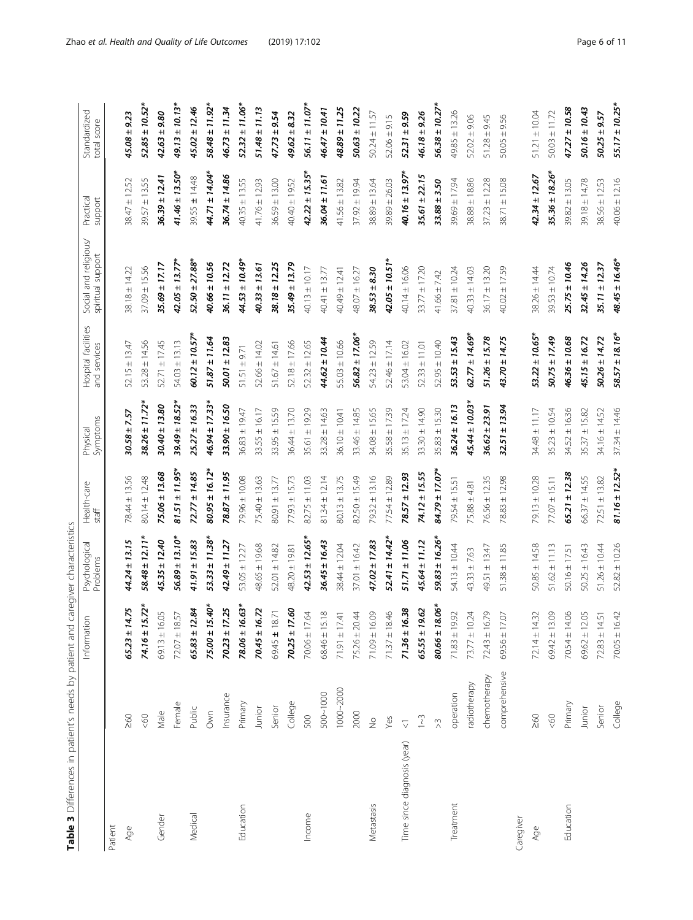**Table 3** Differences in patient's needs by patient and caregiver characteristics

| | | Information | Psychological Problems | Health-care staff | Physical Symptoms | Hospital facilities and services | Social and religious/ spiritual support | Practical support | Standardized total score |
|---|---|---|---|---|---|---|---|---|---|
| Patient | | | | | | | | | |
| Age | ≥60 | ***65.23 ± 14.75*** | ***44.24 ± 13.15*** | 78.44 ± 13.56 | ***30.58 ± 7.57*** | 52.15 ± 13.47 | 38.18 ± 14.22 | 38.47 ± 12.52 | ***45.08 ± 9.23*** |
| | <60 | ***74.16 ± 15.72**** | ***58.48 ± 12.11**** | 80.14 ± 12.48 | ***38.26 ± 11.72**** | 53.28 ± 14.56 | 37.09 ± 15.56 | 39.57 ± 13.55 | ***52.85 ± 10.52**** |
| Gender | Male | 69.13 ± 16.05 | ***45.35 ± 12.40*** | ***75.06 ± 13.68*** | ***30.40 ± 13.80*** | 52.71 ± 17.45 | ***35.69 ± 17.17*** | ***36.39 ± 12.41*** | ***42.63 ± 9.80*** |
| | Female | 72.07 ± 18.57 | ***56.89 ± 13.10**** | ***81.51 ± 11.95**** | ***39.49 ± 18.52**** | 54.03 ± 13.13 | ***42.05 ± 13.77**** | ***41.46 ± 13.50**** | ***49.13 ± 10.13**** |
| Medical | Public | ***65.83 ± 12.84*** | ***41.91 ± 15.83*** | ***72.77 ± 14.85*** | ***25.27 ± 16.33*** | ***60.12 ± 10.57**** | ***52.50 ± 27.88**** | 39.55 ± 14.48 | ***45.02 ± 12.46*** |
| | Own | ***75.00 ± 15.40**** | ***53.33 ± 11.38**** | ***80.95 ± 16.12**** | ***46.94 ± 17.33**** | ***51.87 ± 11.64*** | ***40.66 ± 10.56*** | ***44.71 ± 14.04**** | ***58.48 ± 11.92**** |
| | Insurance | ***70.23 ± 17.25*** | ***42.49 ± 11.27*** | ***78.87 ± 11.95*** | ***33.90 ± 16.50*** | ***50.01 ± 12.83*** | ***36.11 ± 12.72*** | ***36.74 ± 14.86*** | ***46.73 ± 11.34*** |
| Education | Primary | ***78.06 ± 16.63**** | 53.05 ± 12.27 | 79.96 ± 10.08 | 36.83 ± 19.47 | 51.51 ± 9.71 | ***44.53 ± 10.49**** | 40.35 ± 13.55 | ***52.32 ± 11.06**** |
| | Junior | ***70.45 ± 16.72*** | 48.65 ± 19.68 | 75.40 ± 13.63 | 33.55 ± 16.17 | 52.66 ± 14.02 | ***40.33 ± 13.61*** | 41.76 ± 12.93 | ***51.48 ± 11.13*** |
| | Senior | ***69.45 ± 18.71*** | 52.01 ± 14.82 | 80.91 ± 13.77 | 33.95 ± 15.59 | 51.67 ± 14.61 | ***38.18 ± 12.25*** | 36.59 ± 13.00 | ***47.73 ± 9.54*** |
| | College | ***70.25 ± 17.60*** | 48.20 ± 19.81 | 77.93 ± 15.73 | 36.44 ± 13.70 | 52.18 ± 17.66 | ***35.49 ± 13.79*** | 40.40 ± 19.52 | ***49.62 ± 8.32*** |
| Income | 500 | 70.06 ± 17.64 | ***42.53 ± 12.65**** | 82.75 ± 11.03 | 35.61 ± 19.29 | 52.32 ± 12.65 | 40.13 ± 10.17 | ***42.22 ± 15.35**** | ***56.11 ± 11.07**** |
| | 500~1000 | 68.46 ± 15.18 | ***36.45 ± 16.43*** | 81.34 ± 12.14 | 33.28 ± 14.63 | ***44.62 ± 10.44*** | 40.41 ± 13.77 | ***36.04 ± 11.61*** | ***46.47 ± 10.41*** |
| | 1000~2000 | 71.91 ± 17.41 | ***38.44 ± 12.04*** | 80.13 ± 13.75 | 36.10 ± 10.41 | ***55.03 ± 10.66*** | 40.49 ± 12.41 | ***41.56 ± 13.82*** | ***48.89 ± 11.25*** |
| | 2000 | 75.26 ± 20.44 | ***37.01 ± 16.42*** | 82.50 ± 15.49 | 33.46 ± 14.85 | ***56.82 ± 17.06**** | 48.07 ± 16.27 | ***37.92 ± 19.94*** | ***50.63 ± 10.22*** |
| Metastasis | No | 71.09 ± 16.09 | ***47.02 ± 17.83*** | 79.32 ± 13.16 | 34.08 ± 15.65 | 54.23 ± 12.59 | ***38.53 ± 8.30*** | 38.89 ± 13.64 | 50.24 ± 11.57 |
| | Yes | 71.37 ± 18.46 | ***52.41 ± 14.42**** | 77.54 ± 12.89 | 35.58 ± 17.39 | 52.46 ± 17.14 | ***42.05 ± 10.51**** | 39.89 ± 26.03 | 52.06 ± 9.15 |
| Time since diagnosis (year) | <1 | ***71.36 ± 16.38*** | ***51.71 ± 11.06*** | ***78.57 ± 12.93*** | 35.13 ± 17.24 | 53.04 ± 16.02 | 40.14 ± 16.06 | ***40.16 ± 13.97**** | ***52.31 ± 9.59*** |
| | 1~3 | ***65.55 ± 19.62*** | ***45.64 ± 11.12*** | ***74.12 ± 15.55*** | 33.30 ± 14.90 | 52.33 ± 11.01 | 33.77 ± 17.20 | ***35.61 ± 22.15*** | ***46.18 ± 9.26*** |
| | >3 | ***80.66 ± 18.06**** | ***59.83 ± 16.26**** | ***84.79 ± 17.07**** | 35.83 ± 15.30 | 52.95 ± 10.40 | 41.66 ± 7.42 | ***33.88 ± 3.50*** | ***56.38 ± 10.27**** |
| Treatment | operation | 71.83 ± 19.92 | 54.13 ± 10.44 | 79.54 ± 15.51 | ***36.24 ± 16.13*** | ***53.53 ± 15.43*** | 37.81 ± 10.24 | 39.69 ± 17.94 | 49.85 ± 13.26 |
| | radiotherapy | 73.77 ± 10.24 | 43.33 ± 7.63 | 75.88 ± 4.81 | ***45.44 ± 10.03**** | ***62.77 ± 14.69**** | 40.33 ± 14.03 | 38.88 ± 18.86 | 52.02 ± 9.06 |
| | chemotherapy | 72.43 ± 16.79 | 49.51 ± 13.47 | 76.56 ± 12.35 | ***36.62 ± 23.91*** | ***51.26 ± 15.78*** | 36.17 ± 13.20 | 37.23 ± 12.28 | 51.28 ± 9.45 |
| | comprehensive | 69.56 ± 17.07 | 51.38 ± 11.85 | 78.83 ± 12.98 | ***32.51 ± 13.94*** | ***43.70 ± 14.75*** | 40.02 ± 17.59 | 38.71 ± 15.08 | 50.05 ± 9.56 |
| Caregiver | | | | | | | | | |
| Age | ≥60 | 72.14 ± 14.32 | 50.85 ± 14.58 | 79.13 ± 10.28 | 34.48 ± 11.17 | ***53.22 ± 10.65**** | 38.26 ± 14.44 | ***42.34 ± 12.67*** | 51.21 ± 10.04 |
| | <60 | 69.42 ± 13.09 | 51.62 ± 11.13 | 77.07 ± 15.11 | 35.23 ± 10.54 | ***50.75 ± 17.49*** | 39.53 ± 10.74 | ***35.36 ± 18.26**** | 50.03 ± 11.72 |
| Education | Primary | 70.54 ± 14.06 | 50.16 ± 17.51 | ***65.21 ± 12.38*** | 34.52 ± 16.36 | ***46.36 ± 10.68*** | ***25.75 ± 10.46*** | 39.82 ± 13.05 | ***47.27 ± 10.58*** |
| | Junior | 69.62 ± 12.05 | 50.25 ± 16.43 | 66.37 ± 14.55 | 35.37 ± 15.82 | ***45.15 ± 16.72*** | ***32.45 ± 14.26*** | 39.18 ± 14.78 | ***50.16 ± 10.43*** |
| | Senior | 72.83 ± 14.51 | 51.26 ± 10.44 | 72.51 ± 13.82 | 34.16 ± 14.52 | ***50.26 ± 14.72*** | ***35.11 ± 12.37*** | 38.56 ± 12.53 | ***50.25 ± 9.57*** |
| | College | 70.05 ± 16.42 | 52.82 ± 10.26 | ***81.16 ± 12.52**** | 37.34 ± 14.46 | ***58.57 ± 18.16**** | ***48.45 ± 16.46**** | 40.06 ± 12.16 | ***55.17 ± 10.25**** |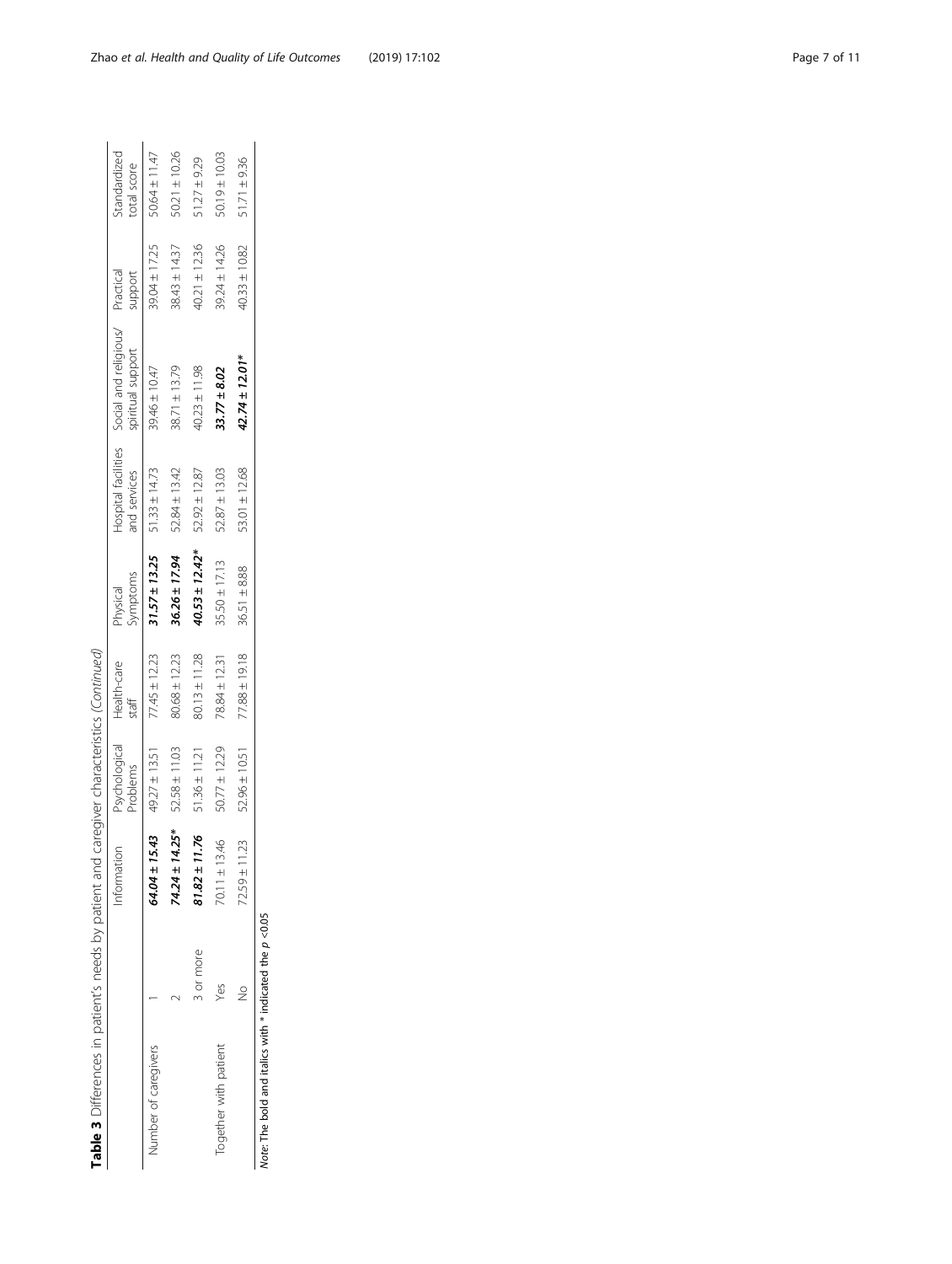**Table 3** Differences in patient's needs by patient and caregiver characteristics *(Continued)*

| | | Information | Psychological Problems | Health-care staff | Physical Symptoms | Hospital facilities and services | Social and religious/ spiritual support | Practical support | Standardized total score |
|---|---|---|---|---|---|---|---|---|---|
| Number of caregivers | 1 | ***64.04 ± 15.43*** | 49.27 ± 13.51 | 77.45 ± 12.23 | ***31.57 ± 13.25*** | 51.33 ± 14.73 | 39.46 ± 10.47 | 39.04 ± 17.25 | 50.64 ± 11.47 |
| | 2 | ***74.24 ± 14.25**** | 52.58 ± 11.03 | 80.68 ± 12.23 | ***36.26 ± 17.94*** | 52.84 ± 13.42 | 38.71 ± 13.79 | 38.43 ± 14.37 | 50.21 ± 10.26 |
| | 3 or more | ***81.82 ± 11.76*** | 51.36 ± 11.21 | 80.13 ± 11.28 | ***40.53 ± 12.42**** | 52.92 ± 12.87 | 40.23 ± 11.98 | 40.21 ± 12.36 | 51.27 ± 9.29 |
| Together with patient | Yes | 70.11 ± 13.46 | 50.77 ± 12.29 | 78.84 ± 12.31 | 35.50 ± 17.13 | 52.87 ± 13.03 | ***33.77 ± 8.02*** | 39.24 ± 14.26 | 50.19 ± 10.03 |
| | No | 72.59 ± 11.23 | 52.96 ± 10.51 | 77.88 ± 19.18 | 36.51 ± 8.88 | 53.01 ± 12.68 | ***42.74 ± 12.01**** | 40.33 ± 10.82 | 51.71 ± 9.36 |

*Note*: The bold and Italics with * indicated the $p < 0.05$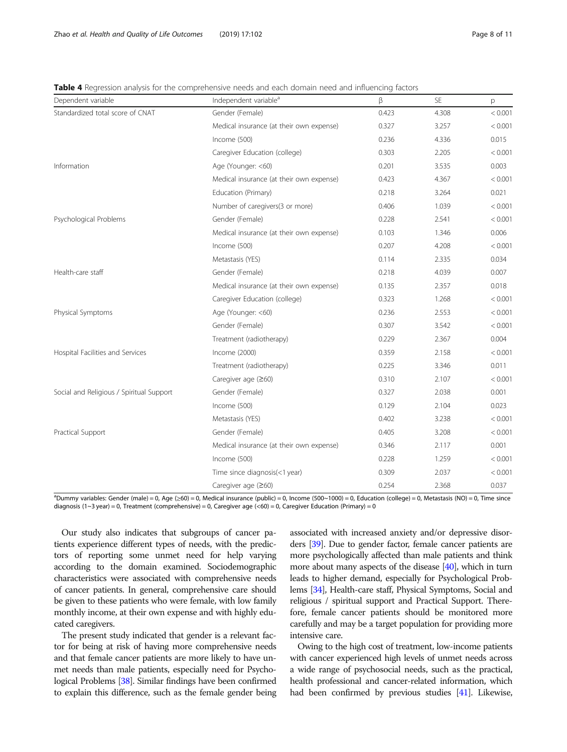**Table 4** Regression analysis for the comprehensive needs and each domain need and influencing factors

| Dependent variable | Independent variable[a] | β | SE | p |
|---|---|---|---|---|
| Standardized total score of CNAT | Gender (Female) | 0.423 | 4.308 | < 0.001 |
| | Medical insurance (at their own expense) | 0.327 | 3.257 | < 0.001 |
| | Income (500) | 0.236 | 4.336 | 0.015 |
| | Caregiver Education (college) | 0.303 | 2.205 | < 0.001 |
| Information | Age (Younger: <60) | 0.201 | 3.535 | 0.003 |
| | Medical insurance (at their own expense) | 0.423 | 4.367 | < 0.001 |
| | Education (Primary) | 0.218 | 3.264 | 0.021 |
| | Number of caregivers(3 or more) | 0.406 | 1.039 | < 0.001 |
| Psychological Problems | Gender (Female) | 0.228 | 2.541 | < 0.001 |
| | Medical insurance (at their own expense) | 0.103 | 1.346 | 0.006 |
| | Income (500) | 0.207 | 4.208 | < 0.001 |
| | Metastasis (YES) | 0.114 | 2.335 | 0.034 |
| Health-care staff | Gender (Female) | 0.218 | 4.039 | 0.007 |
| | Medical insurance (at their own expense) | 0.135 | 2.357 | 0.018 |
| | Caregiver Education (college) | 0.323 | 1.268 | < 0.001 |
| Physical Symptoms | Age (Younger: <60) | 0.236 | 2.553 | < 0.001 |
| | Gender (Female) | 0.307 | 3.542 | < 0.001 |
| | Treatment (radiotherapy) | 0.229 | 2.367 | 0.004 |
| Hospital Facilities and Services | Income (2000) | 0.359 | 2.158 | < 0.001 |
| | Treatment (radiotherapy) | 0.225 | 3.346 | 0.011 |
| | Caregiver age (≥60) | 0.310 | 2.107 | < 0.001 |
| Social and Religious / Spiritual Support | Gender (Female) | 0.327 | 2.038 | 0.001 |
| | Income (500) | 0.129 | 2.104 | 0.023 |
| | Metastasis (YES) | 0.402 | 3.238 | < 0.001 |
| Practical Support | Gender (Female) | 0.405 | 3.208 | < 0.001 |
| | Medical insurance (at their own expense) | 0.346 | 2.117 | 0.001 |
| | Income (500) | 0.228 | 1.259 | < 0.001 |
| | Time since diagnosis(<1 year) | 0.309 | 2.037 | < 0.001 |
| | Caregiver age (≥60) | 0.254 | 2.368 | 0.037 |

[a]Dummy variables: Gender (male) = 0, Age (≥60) = 0, Medical insurance (public) = 0, Income (500~1000) = 0, Education (college) = 0, Metastasis (NO) = 0, Time since diagnosis (1~3 year) = 0, Treatment (comprehensive) = 0, Caregiver age (<60) = 0, Caregiver Education (Primary) = 0

Our study also indicates that subgroups of cancer patients experience different types of needs, with the predictors of reporting some unmet need for help varying according to the domain examined. Sociodemographic characteristics were associated with comprehensive needs of cancer patients. In general, comprehensive care should be given to these patients who were female, with low family monthly income, at their own expense and with highly educated caregivers.

The present study indicated that gender is a relevant factor for being at risk of having more comprehensive needs and that female cancer patients are more likely to have unmet needs than male patients, especially need for Psychological Problems [38]. Similar findings have been confirmed to explain this difference, such as the female gender being associated with increased anxiety and/or depressive disorders [39]. Due to gender factor, female cancer patients are more psychologically affected than male patients and think more about many aspects of the disease [40], which in turn leads to higher demand, especially for Psychological Problems [34], Health-care staff, Physical Symptoms, Social and religious / spiritual support and Practical Support. Therefore, female cancer patients should be monitored more carefully and may be a target population for providing more intensive care.

Owing to the high cost of treatment, low-income patients with cancer experienced high levels of unmet needs across a wide range of psychosocial needs, such as the practical, health professional and cancer-related information, which had been confirmed by previous studies [41]. Likewise,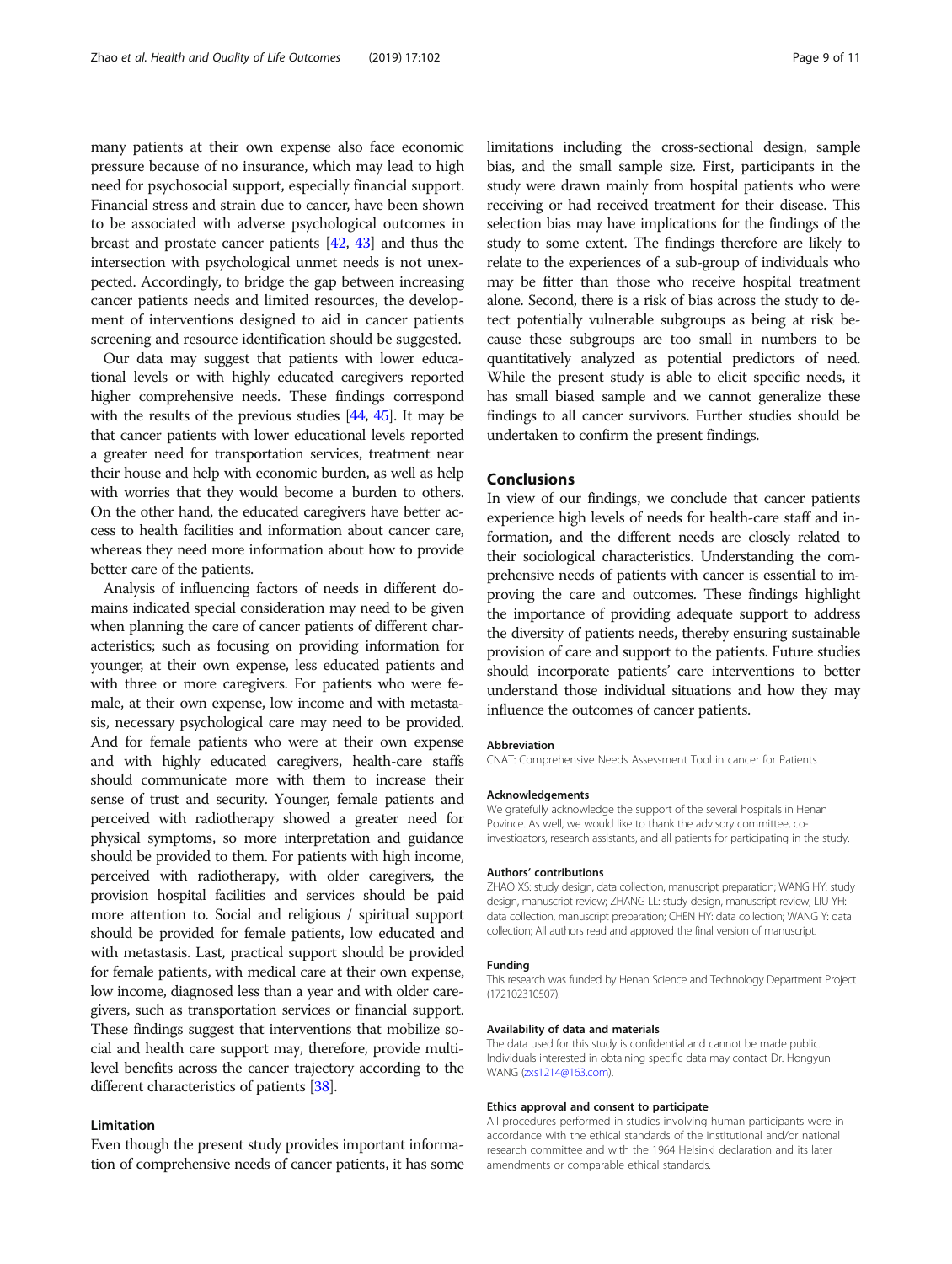many patients at their own expense also face economic pressure because of no insurance, which may lead to high need for psychosocial support, especially financial support. Financial stress and strain due to cancer, have been shown to be associated with adverse psychological outcomes in breast and prostate cancer patients [42, 43] and thus the intersection with psychological unmet needs is not unexpected. Accordingly, to bridge the gap between increasing cancer patients needs and limited resources, the development of interventions designed to aid in cancer patients screening and resource identification should be suggested.

Our data may suggest that patients with lower educational levels or with highly educated caregivers reported higher comprehensive needs. These findings correspond with the results of the previous studies [44, 45]. It may be that cancer patients with lower educational levels reported a greater need for transportation services, treatment near their house and help with economic burden, as well as help with worries that they would become a burden to others. On the other hand, the educated caregivers have better access to health facilities and information about cancer care, whereas they need more information about how to provide better care of the patients.

Analysis of influencing factors of needs in different domains indicated special consideration may need to be given when planning the care of cancer patients of different characteristics; such as focusing on providing information for younger, at their own expense, less educated patients and with three or more caregivers. For patients who were female, at their own expense, low income and with metastasis, necessary psychological care may need to be provided. And for female patients who were at their own expense and with highly educated caregivers, health-care staffs should communicate more with them to increase their sense of trust and security. Younger, female patients and perceived with radiotherapy showed a greater need for physical symptoms, so more interpretation and guidance should be provided to them. For patients with high income, perceived with radiotherapy, with older caregivers, the provision hospital facilities and services should be paid more attention to. Social and religious / spiritual support should be provided for female patients, low educated and with metastasis. Last, practical support should be provided for female patients, with medical care at their own expense, low income, diagnosed less than a year and with older caregivers, such as transportation services or financial support. These findings suggest that interventions that mobilize social and health care support may, therefore, provide multilevel benefits across the cancer trajectory according to the different characteristics of patients [38].

## Limitation

Even though the present study provides important information of comprehensive needs of cancer patients, it has some limitations including the cross-sectional design, sample bias, and the small sample size. First, participants in the study were drawn mainly from hospital patients who were receiving or had received treatment for their disease. This selection bias may have implications for the findings of the study to some extent. The findings therefore are likely to relate to the experiences of a sub-group of individuals who may be fitter than those who receive hospital treatment alone. Second, there is a risk of bias across the study to detect potentially vulnerable subgroups as being at risk because these subgroups are too small in numbers to be quantitatively analyzed as potential predictors of need. While the present study is able to elicit specific needs, it has small biased sample and we cannot generalize these findings to all cancer survivors. Further studies should be undertaken to confirm the present findings.

## Conclusions

In view of our findings, we conclude that cancer patients experience high levels of needs for health-care staff and information, and the different needs are closely related to their sociological characteristics. Understanding the comprehensive needs of patients with cancer is essential to improving the care and outcomes. These findings highlight the importance of providing adequate support to address the diversity of patients needs, thereby ensuring sustainable provision of care and support to the patients. Future studies should incorporate patients' care interventions to better understand those individual situations and how they may influence the outcomes of cancer patients.

#### Abbreviation

CNAT: Comprehensive Needs Assessment Tool in cancer for Patients

#### Acknowledgements

We gratefully acknowledge the support of the several hospitals in Henan Povince. As well, we would like to thank the advisory committee, co-investigators, research assistants, and all patients for participating in the study.

#### Authors' contributions

ZHAO XS: study design, data collection, manuscript preparation; WANG HY: study design, manuscript review; ZHANG LL: study design, manuscript review; LIU YH: data collection, manuscript preparation; CHEN HY: data collection; WANG Y: data collection; All authors read and approved the final version of manuscript.

#### Funding

This research was funded by Henan Science and Technology Department Project (172102310507).

#### Availability of data and materials

The data used for this study is confidential and cannot be made public. Individuals interested in obtaining specific data may contact Dr. Hongyun WANG (zxs1214@163.com).

#### Ethics approval and consent to participate

All procedures performed in studies involving human participants were in accordance with the ethical standards of the institutional and/or national research committee and with the 1964 Helsinki declaration and its later amendments or comparable ethical standards.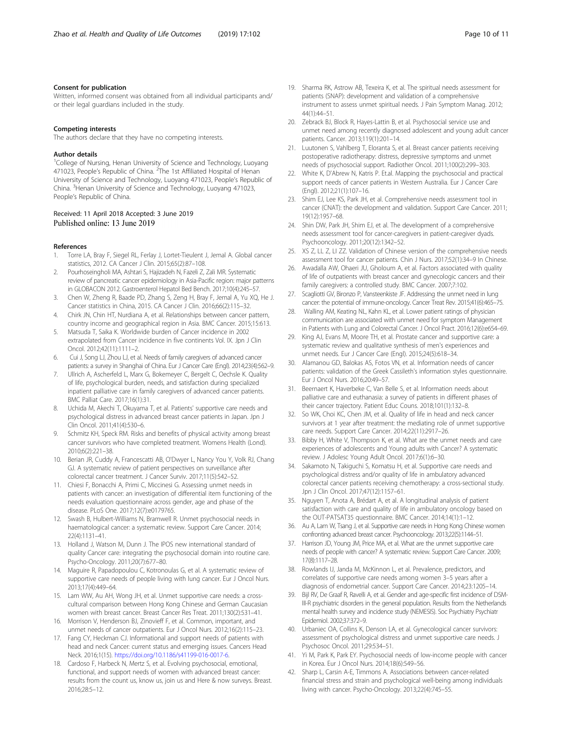### Consent for publication

Written, informed consent was obtained from all individual participants and/or their legal guardians included in the study.

### Competing interests

The authors declare that they have no competing interests.

### Author details

[1]College of Nursing, Henan University of Science and Technology, Luoyang 471023, People's Republic of China. [2]The 1st Affiliated Hospital of Henan University of Science and Technology, Luoyang 471023, People's Republic of China. [3]Henan University of Science and Technology, Luoyang 471023, People's Republic of China.

Received: 11 April 2018 Accepted: 3 June 2019
Published online: 13 June 2019

### References

1. Torre LA, Bray F, Siegel RL, Ferlay J, Lortet-Tieulent J, Jemal A. Global cancer statistics, 2012. CA Cancer J Clin. 2015;65(2):87–108.
2. Pourhoseingholi MA, Ashtari S, Hajizadeh N, Fazeli Z, Zali MR. Systematic review of pancreatic cancer epidemiology in Asia-Pacific region: major patterns in GLOBACON 2012. Gastroenterol Hepatol Bed Bench. 2017;10(4):245–57.
3. Chen W, Zheng R, Baade PD, Zhang S, Zeng H, Bray F, Jemal A, Yu XQ, He J. Cancer statistics in China, 2015. CA Cancer J Clin. 2016;66(2):115–32.
4. Chirk JN, Chin HT, Nurdiana A, et al. Relationships between cancer pattern, country income and geographical region in Asia. BMC Cancer. 2015;15:613.
5. Matsuda T, Saika K. Worldwide burden of Cancer incidence in 2002 extrapolated from Cancer incidence in five continents Vol. IX. Jpn J Clin Oncol. 2012;42(11):1111–2.
6. Cui J, Song LJ, Zhou LJ, et al. Needs of family caregivers of advanced cancer patients: a survey in Shanghai of China. Eur J Cancer Care (Engl). 2014;23(4):562–9.
7. Ullrich A, Ascherfeld L, Marx G, Bokemeyer C, Bergelt C, Oechsle K. Quality of life, psychological burden, needs, and satisfaction during specialized inpatient palliative care in family caregivers of advanced cancer patients. BMC Palliat Care. 2017;16(1):31.
8. Uchida M, Akechi T, Okuyama T, et al. Patients' supportive care needs and psychological distress in advanced breast cancer patients in Japan. Jpn J Clin Oncol. 2011;41(4):530–6.
9. Schmitz KH, Speck RM. Risks and benefits of physical activity among breast cancer survivors who have completed treatment. Womens Health (Lond). 2010;6(2):221–38.
10. Berian JR, Cuddy A, Francescatti AB, O'Dwyer L, Nancy You Y, Volk RJ, Chang GJ. A systematic review of patient perspectives on surveillance after colorectal cancer treatment. J Cancer Surviv. 2017;11(5):542–52.
11. Chiesi F, Bonacchi A, Primi C, Miccinesi G. Assessing unmet needs in patients with cancer: an investigation of differential item functioning of the needs evaluation questionnaire across gender, age and phase of the disease. PLoS One. 2017;12(7):e0179765.
12. Swash B, Hulbert-Williams N, Bramwell R. Unmet psychosocial needs in haematological cancer: a systematic review. Support Care Cancer. 2014;22(4):1131–41.
13. Holland J, Watson M, Dunn J. The IPOS new international standard of quality Cancer care: integrating the psychosocial domain into routine care. Psycho-Oncology. 2011;20(7):677–80.
14. Maguire R, Papadopoulou C, Kotronoulas G, et al. A systematic review of supportive care needs of people living with lung cancer. Eur J Oncol Nurs. 2013;17(4):449–64.
15. Lam WW, Au AH, Wong JH, et al. Unmet supportive care needs: a cross-cultural comparison between Hong Kong Chinese and German Caucasian women with breast cancer. Breast Cancer Res Treat. 2011;130(2):531–41.
16. Morrison V, Henderson BJ, Zinovieff F, et al. Common, important, and unmet needs of cancer outpatients. Eur J Oncol Nurs. 2012;16(2):115–23.
17. Fang CY, Heckman CJ. Informational and support needs of patients with head and neck Cancer: current status and emerging issues. Cancers Head Neck. 2016;1(15). https://doi.org/10.1186/s41199-016-0017-6.
18. Cardoso F, Harbeck N, Mertz S, et al. Evolving psychosocial, emotional, functional, and support needs of women with advanced breast cancer: results from the count us, know us, join us and Here & now surveys. Breast. 2016;28:5–12.
19. Sharma RK, Astrow AB, Texeira K, et al. The spiritual needs assessment for patients (SNAP): development and validation of a comprehensive instrument to assess unmet spiritual needs. J Pain Symptom Manag. 2012;44(1):44–51.
20. Zebrack BJ, Block R, Hayes-Lattin B, et al. Psychosocial service use and unmet need among recently diagnosed adolescent and young adult cancer patients. Cancer. 2013;119(1):201–14.
21. Luutonen S, Vahlberg T, Eloranta S, et al. Breast cancer patients receiving postoperative radiotherapy: distress, depressive symptoms and unmet needs of psychosocial support. Radiother Oncol. 2011;100(2):299–303.
22. White K, D'Abrew N, Katris P. Et.al. Mapping the psychosocial and practical support needs of cancer patients in Western Australia. Eur J Cancer Care (Engl). 2012;21(1):107–16.
23. Shim EJ, Lee KS, Park JH, et al. Comprehensive needs assessment tool in cancer (CNAT): the development and validation. Support Care Cancer. 2011;19(12):1957–68.
24. Shin DW, Park JH, Shim EJ, et al. The development of a comprehensive needs assessment tool for cancer-caregivers in patient-caregiver dyads. Psychooncology. 2011;20(12):1342–52.
25. XS Z, LL Z, LI ZZ. Validation of Chinese version of the comprehensive needs assessment tool for cancer patients. Chin J Nurs. 2017;52(1):34–9 In Chinese.
26. Awadalla AW, Ohaeri JU, Gholoum A, et al. Factors associated with quality of life of outpatients with breast cancer and gynecologic cancers and their family caregivers: a controlled study. BMC Cancer. 2007;7:102.
27. Scagliotti GV, Bironzo P, Vansteenkiste JF. Addressing the unmet need in lung cancer: the potential of immune-oncology. Cancer Treat Rev. 2015;41(6):465–75.
28. Walling AM, Keating NL, Kahn KL, et al. Lower patient ratings of physician communication are associated with unmet need for symptom Management in Patients with Lung and Colorectal Cancer. J Oncol Pract. 2016;12(6):e654–69.
29. King AJ, Evans M, Moore TH, et al. Prostate cancer and supportive care: a systematic review and qualitative synthesis of men's experiences and unmet needs. Eur J Cancer Care (Engl). 2015;24(5):618–34.
30. Alamanou GD, Balokas AS, Fotos VN, et al. Information needs of cancer patients: validation of the Greek Cassileth's information styles questionnaire. Eur J Oncol Nurs. 2016;20:49–57.
31. Beernaert K, Haverbeke C, Van Belle S, et al. Information needs about palliative care and euthanasia: a survey of patients in different phases of their cancer trajectory. Patient Educ Couns. 2018;101(1):132–8.
32. So WK, Choi KC, Chen JM, et al. Quality of life in head and neck cancer survivors at 1 year after treatment: the mediating role of unmet supportive care needs. Support Care Cancer. 2014;22(11):2917–26.
33. Bibby H, White V, Thompson K, et al. What are the unmet needs and care experiences of adolescents and Young adults with Cancer? A systematic review. J Adolesc Young Adult Oncol. 2017;6(1):6–30.
34. Sakamoto N, Takiguchi S, Komatsu H, et al. Supportive care needs and psychological distress and/or quality of life in ambulatory advanced colorectal cancer patients receiving chemotherapy: a cross-sectional study. Jpn J Clin Oncol. 2017;47(12):1157–61.
35. Nguyen T, Anota A, Brédart A, et al. A longitudinal analysis of patient satisfaction with care and quality of life in ambulatory oncology based on the OUT-PATSAT35 questionnaire. BMC Cancer. 2014;14(1):1–12.
36. Au A, Lam W, Tsang J, et al. Supportive care needs in Hong Kong Chinese women confronting advanced breast cancer. Psychooncology. 2013;22(5):1144–51.
37. Harrison JD, Young JM, Price MA, et al. What are the unmet supportive care needs of people with cancer? A systematic review. Support Care Cancer. 2009;17(8):1117–28.
38. Rowlands IJ, Janda M, McKinnon L, et al. Prevalence, predictors, and correlates of supportive care needs among women 3–5 years after a diagnosis of endometrial cancer. Support Care Cancer. 2014;23:1205–14.
39. Bijl RV, De Graaf R, Ravelli A, et al. Gender and age-specific first incidence of DSM-III-R psychiatric disorders in the general population. Results from the Netherlands mental health survey and incidence study (NEMESIS). Soc Psychiatry Psychiatr Epidemiol. 2002;37:372–9.
40. Urbaniec OA, Collins K, Denson LA, et al. Gynecological cancer survivors: assessment of psychological distress and unmet supportive care needs. J Psychosoc Oncol. 2011;29:534–51.
41. Yi M, Park K, Park EY. Psychosocial needs of low-income people with cancer in Korea. Eur J Oncol Nurs. 2014;18(6):549–56.
42. Sharp L, Carsin A-E, Timmons A. Associations between cancer-related financial stress and strain and psychological well-being among individuals living with cancer. Psycho-Oncology. 2013;22(4):745–55.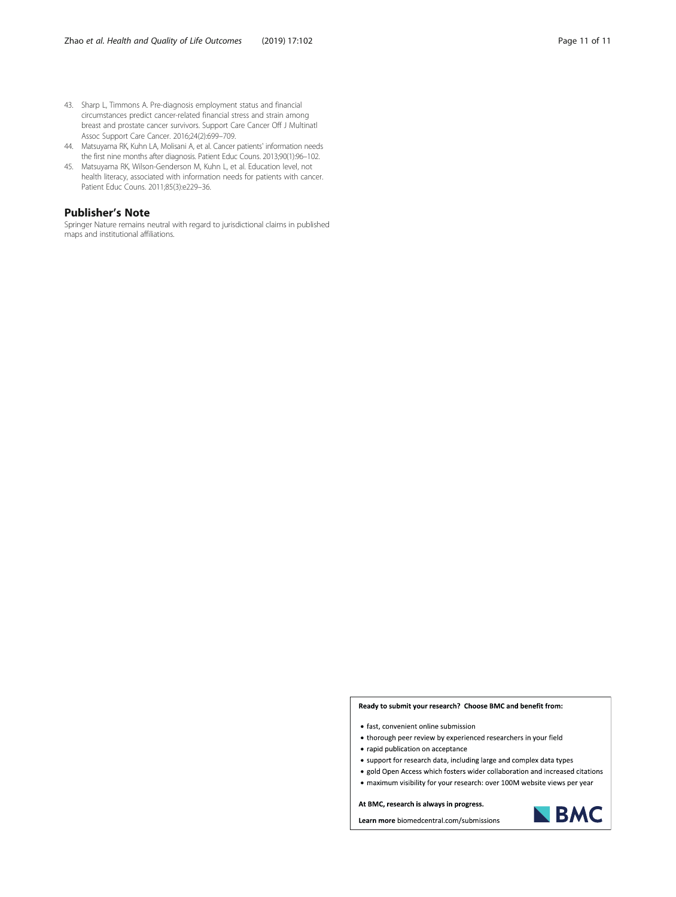43. Sharp L, Timmons A. Pre-diagnosis employment status and financial circumstances predict cancer-related financial stress and strain among breast and prostate cancer survivors. Support Care Cancer Off J Multinatl Assoc Support Care Cancer. 2016;24(2):699–709.
44. Matsuyama RK, Kuhn LA, Molisani A, et al. Cancer patients' information needs the first nine months after diagnosis. Patient Educ Couns. 2013;90(1):96–102.
45. Matsuyama RK, Wilson-Genderson M, Kuhn L, et al. Education level, not health literacy, associated with information needs for patients with cancer. Patient Educ Couns. 2011;85(3):e229–36.

## Publisher's Note

Springer Nature remains neutral with regard to jurisdictional claims in published maps and institutional affiliations.

**Ready to submit your research? Choose BMC and benefit from:**

- fast, convenient online submission
- thorough peer review by experienced researchers in your field
- rapid publication on acceptance
- support for research data, including large and complex data types
- gold Open Access which fosters wider collaboration and increased citations
- maximum visibility for your research: over 100M website views per year

**At BMC, research is always in progress.**

**Learn more** biomedcentral.com/submissions

BMC